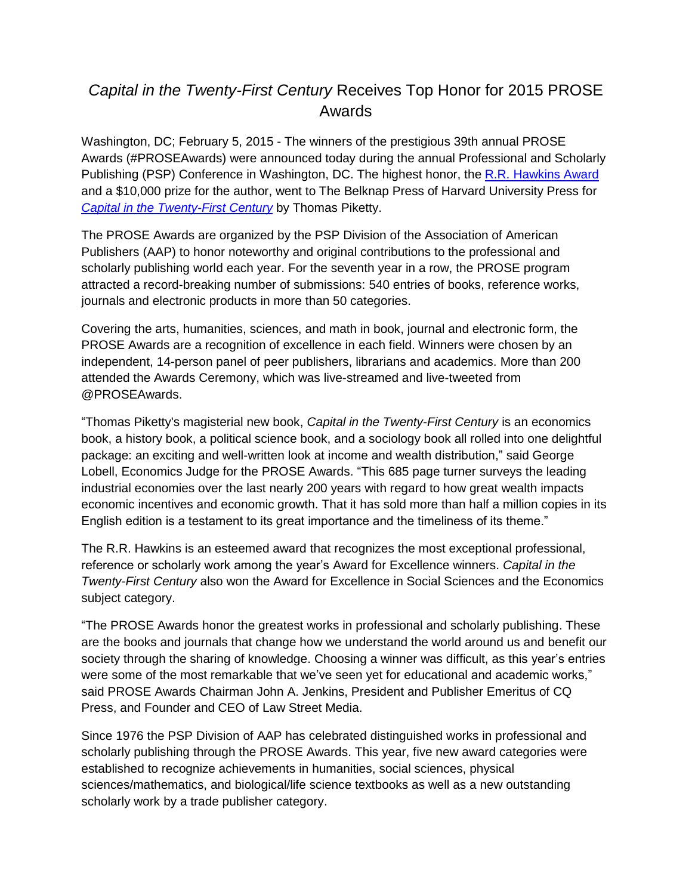# *Capital in the Twenty-First Century* Receives Top Honor for 2015 PROSE Awards

Washington, DC; February 5, 2015 - The winners of the prestigious 39th annual PROSE Awards (#PROSEAwards) were announced today during the annual Professional and Scholarly Publishing (PSP) Conference in Washington, DC. The highest honor, the R.R. Hawkins Award and a $10,000 prize for the author, went to The Belknap Press of Harvard University Press for *Capital in the Twenty-First Century* by Thomas Piketty.

The PROSE Awards are organized by the PSP Division of the Association of American Publishers (AAP) to honor noteworthy and original contributions to the professional and scholarly publishing world each year. For the seventh year in a row, the PROSE program attracted a record-breaking number of submissions: 540 entries of books, reference works, journals and electronic products in more than 50 categories.

Covering the arts, humanities, sciences, and math in book, journal and electronic form, the PROSE Awards are a recognition of excellence in each field. Winners were chosen by an independent, 14-person panel of peer publishers, librarians and academics. More than 200 attended the Awards Ceremony, which was live-streamed and live-tweeted from @PROSEAwards.

"Thomas Piketty's magisterial new book, *Capital in the Twenty-First Century* is an economics book, a history book, a political science book, and a sociology book all rolled into one delightful package: an exciting and well-written look at income and wealth distribution," said George Lobell, Economics Judge for the PROSE Awards. "This 685 page turner surveys the leading industrial economies over the last nearly 200 years with regard to how great wealth impacts economic incentives and economic growth. That it has sold more than half a million copies in its English edition is a testament to its great importance and the timeliness of its theme."

The R.R. Hawkins is an esteemed award that recognizes the most exceptional professional, reference or scholarly work among the year's Award for Excellence winners. *Capital in the Twenty-First Century* also won the Award for Excellence in Social Sciences and the Economics subject category.

"The PROSE Awards honor the greatest works in professional and scholarly publishing. These are the books and journals that change how we understand the world around us and benefit our society through the sharing of knowledge. Choosing a winner was difficult, as this year's entries were some of the most remarkable that we've seen yet for educational and academic works," said PROSE Awards Chairman John A. Jenkins, President and Publisher Emeritus of CQ Press, and Founder and CEO of Law Street Media.

Since 1976 the PSP Division of AAP has celebrated distinguished works in professional and scholarly publishing through the PROSE Awards. This year, five new award categories were established to recognize achievements in humanities, social sciences, physical sciences/mathematics, and biological/life science textbooks as well as a new outstanding scholarly work by a trade publisher category.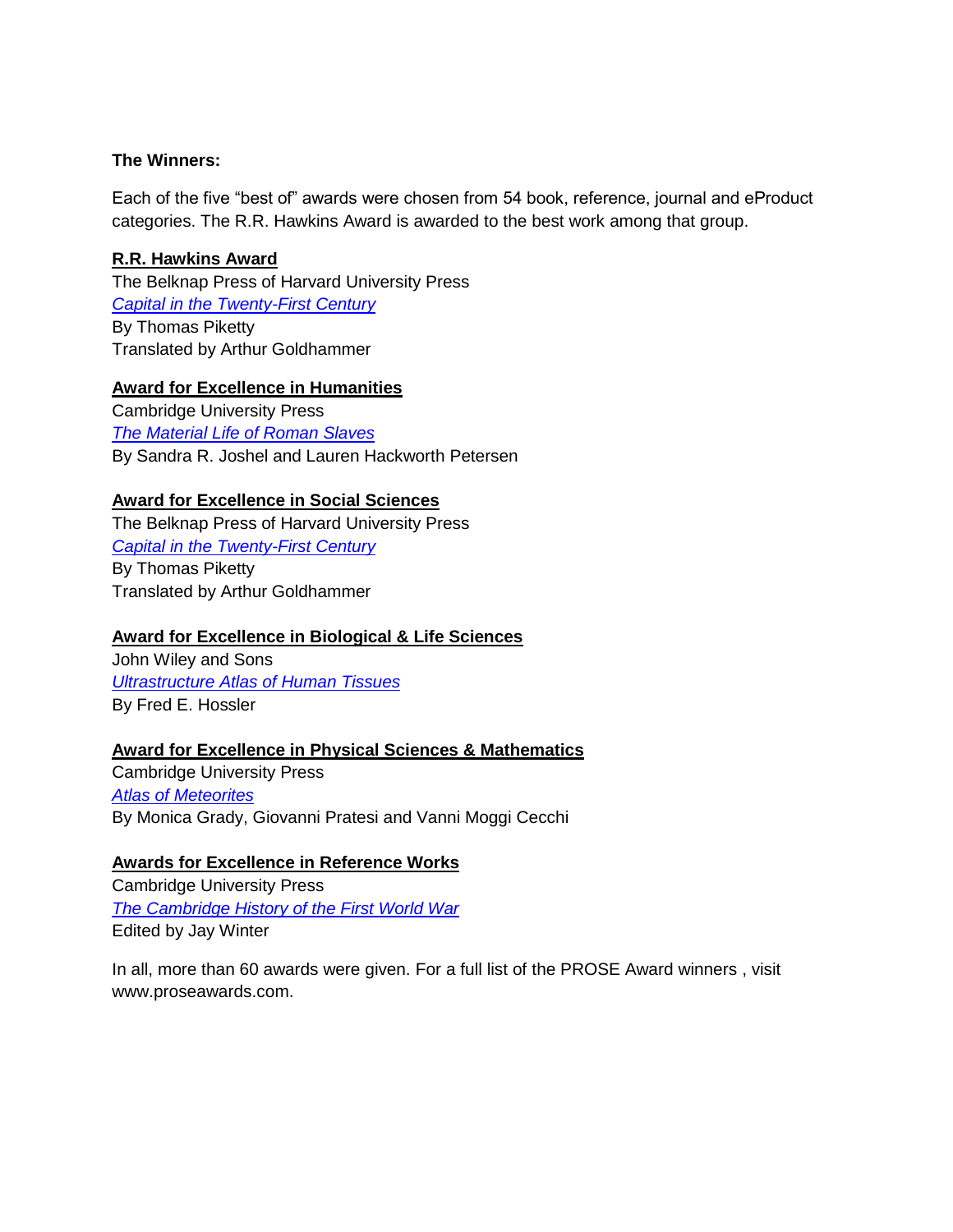**The Winners:**

Each of the five "best of" awards were chosen from 54 book, reference, journal and eProduct categories. The R.R. Hawkins Award is awarded to the best work among that group.

**R.R. Hawkins Award**
The Belknap Press of Harvard University Press
*Capital in the Twenty-First Century*
By Thomas Piketty
Translated by Arthur Goldhammer

**Award for Excellence in Humanities**
Cambridge University Press
*The Material Life of Roman Slaves*
By Sandra R. Joshel and Lauren Hackworth Petersen

**Award for Excellence in Social Sciences**
The Belknap Press of Harvard University Press
*Capital in the Twenty-First Century*
By Thomas Piketty
Translated by Arthur Goldhammer

**Award for Excellence in Biological & Life Sciences**
John Wiley and Sons
*Ultrastructure Atlas of Human Tissues*
By Fred E. Hossler

**Award for Excellence in Physical Sciences & Mathematics**
Cambridge University Press
*Atlas of Meteorites*
By Monica Grady, Giovanni Pratesi and Vanni Moggi Cecchi

**Awards for Excellence in Reference Works**
Cambridge University Press
*The Cambridge History of the First World War*
Edited by Jay Winter

In all, more than 60 awards were given. For a full list of the PROSE Award winners , visit www.proseawards.com.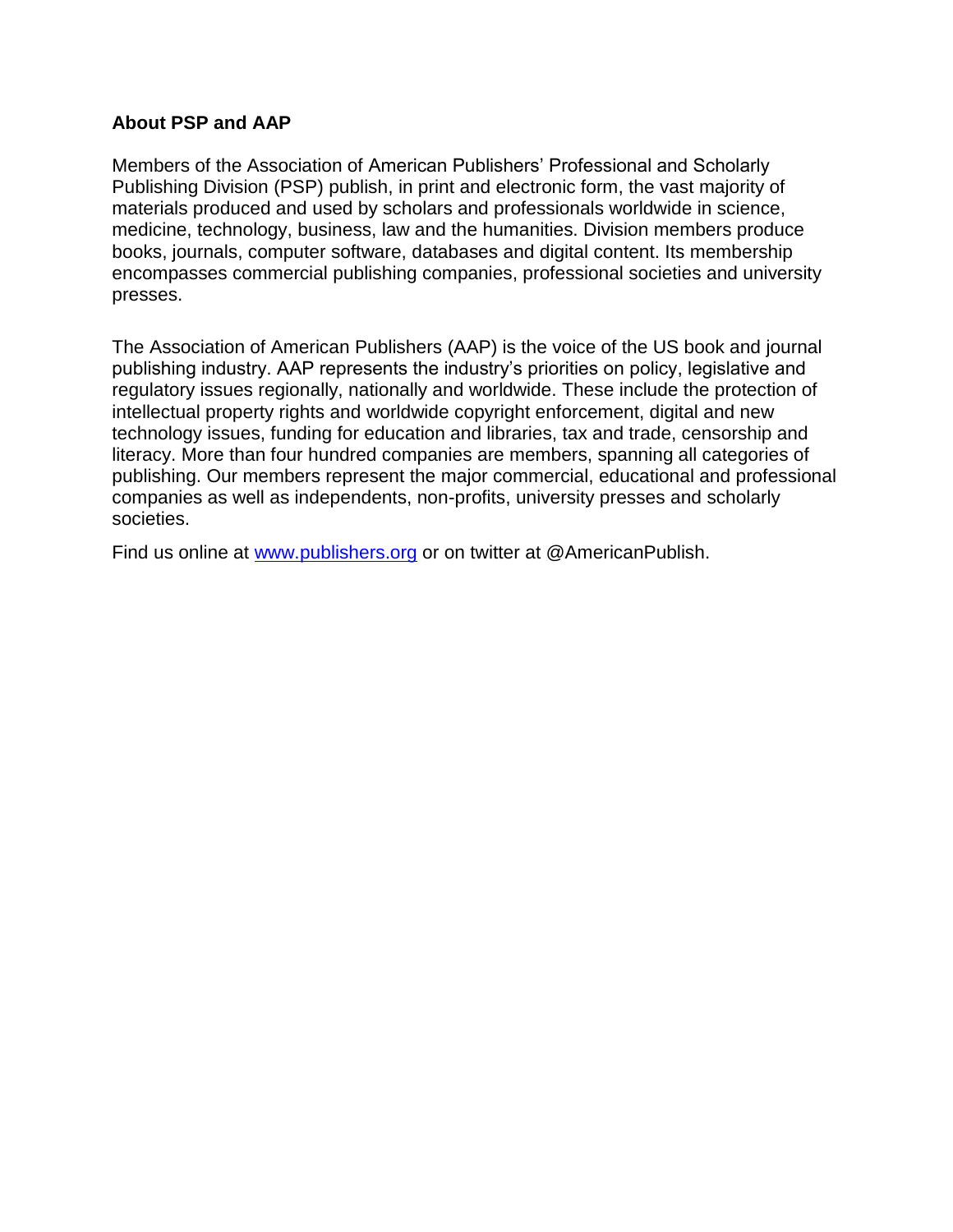**About PSP and AAP**

Members of the Association of American Publishers' Professional and Scholarly Publishing Division (PSP) publish, in print and electronic form, the vast majority of materials produced and used by scholars and professionals worldwide in science, medicine, technology, business, law and the humanities. Division members produce books, journals, computer software, databases and digital content. Its membership encompasses commercial publishing companies, professional societies and university presses.

The Association of American Publishers (AAP) is the voice of the US book and journal publishing industry. AAP represents the industry's priorities on policy, legislative and regulatory issues regionally, nationally and worldwide. These include the protection of intellectual property rights and worldwide copyright enforcement, digital and new technology issues, funding for education and libraries, tax and trade, censorship and literacy. More than four hundred companies are members, spanning all categories of publishing. Our members represent the major commercial, educational and professional companies as well as independents, non-profits, university presses and scholarly societies.

Find us online at [www.publishers.org](http://www.publishers.org) or on twitter at @AmericanPublish.